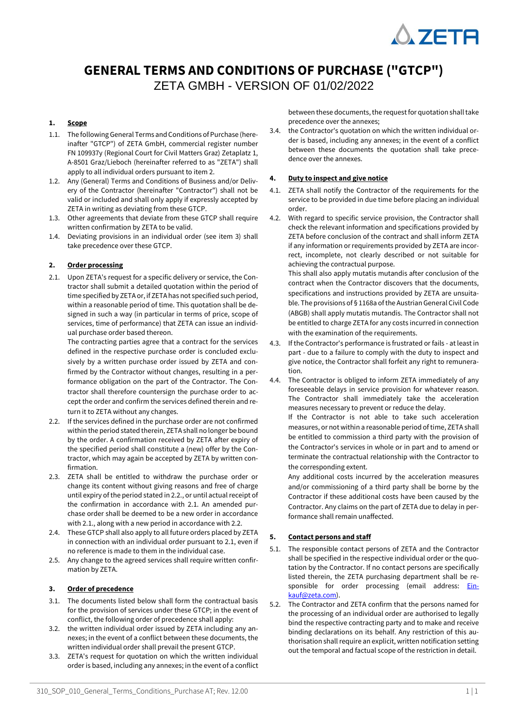# GENERAL TERMS AND CONDITIONS OF PURCHASE ("GTCP")

ZETA GMBH - VERSION OF 01/02/2022

## 1. Scope

1.1. The following General Terms and Conditions of Purchase (hereinafter "GTCP") of ZETA GmbH, commercial register number FN 109937y (Regional Court for Civil Matters Graz) Zetaplatz 1, A-8501 Graz/Lieboch (hereinafter referred to as "ZETA") shall apply to all individual orders pursuant to item 2.

1.2. Any (General) Terms and Conditions of Business and/or Delivery of the Contractor (hereinafter "Contractor") shall not be valid or included and shall only apply if expressly accepted by ZETA in writing as deviating from these GTCP.

1.3. Other agreements that deviate from these GTCP shall require written confirmation by ZETA to be valid.

1.4. Deviating provisions in an individual order (see item 3) shall take precedence over these GTCP.

## 2. Order processing

2.1. Upon ZETA's request for a specific delivery or service, the Contractor shall submit a detailed quotation within the period of time specified by ZETA or, if ZETA has not specified such period, within a reasonable period of time. This quotation shall be designed in such a way (in particular in terms of price, scope of services, time of performance) that ZETA can issue an individual purchase order based thereon.

The contracting parties agree that a contract for the services defined in the respective purchase order is concluded exclusively by a written purchase order issued by ZETA and confirmed by the Contractor without changes, resulting in a performance obligation on the part of the Contractor. The Contractor shall therefore countersign the purchase order to accept the order and confirm the services defined therein and return it to ZETA without any changes.

2.2. If the services defined in the purchase order are not confirmed within the period stated therein, ZETA shall no longer be bound by the order. A confirmation received by ZETA after expiry of the specified period shall constitute a (new) offer by the Contractor, which may again be accepted by ZETA by written confirmation.

2.3. ZETA shall be entitled to withdraw the purchase order or change its content without giving reasons and free of charge until expiry of the period stated in 2.2., or until actual receipt of the confirmation in accordance with 2.1. An amended purchase order shall be deemed to be a new order in accordance with 2.1., along with a new period in accordance with 2.2.

2.4. These GTCP shall also apply to all future orders placed by ZETA in connection with an individual order pursuant to 2.1, even if no reference is made to them in the individual case.

2.5. Any change to the agreed services shall require written confirmation by ZETA.

## 3. Order of precedence

3.1. The documents listed below shall form the contractual basis for the provision of services under these GTCP; in the event of conflict, the following order of precedence shall apply:

3.2. the written individual order issued by ZETA including any annexes; in the event of a conflict between these documents, the written individual order shall prevail the present GTCP.

3.3. ZETA's request for quotation on which the written individual order is based, including any annexes; in the event of a conflict between these documents, the request for quotation shall take precedence over the annexes;

3.4. the Contractor's quotation on which the written individual order is based, including any annexes; in the event of a conflict between these documents the quotation shall take precedence over the annexes.

## 4. Duty to inspect and give notice

4.1. ZETA shall notify the Contractor of the requirements for the service to be provided in due time before placing an individual order.

4.2. With regard to specific service provision, the Contractor shall check the relevant information and specifications provided by ZETA before conclusion of the contract and shall inform ZETA if any information or requirements provided by ZETA are incorrect, incomplete, not clearly described or not suitable for achieving the contractual purpose.

This shall also apply mutatis mutandis after conclusion of the contract when the Contractor discovers that the documents, specifications and instructions provided by ZETA are unsuitable. The provisions of § 1168a of the Austrian General Civil Code (ABGB) shall apply mutatis mutandis. The Contractor shall not be entitled to charge ZETA for any costs incurred in connection with the examination of the requirements.

4.3. If the Contractor's performance is frustrated or fails - at least in part - due to a failure to comply with the duty to inspect and give notice, the Contractor shall forfeit any right to remuneration.

4.4. The Contractor is obliged to inform ZETA immediately of any foreseeable delays in service provision for whatever reason. The Contractor shall immediately take the acceleration measures necessary to prevent or reduce the delay.

If the Contractor is not able to take such acceleration measures, or not within a reasonable period of time, ZETA shall be entitled to commission a third party with the provision of the Contractor's services in whole or in part and to amend or terminate the contractual relationship with the Contractor to the corresponding extent.

Any additional costs incurred by the acceleration measures and/or commissioning of a third party shall be borne by the Contractor if these additional costs have been caused by the Contractor. Any claims on the part of ZETA due to delay in performance shall remain unaffected.

## 5. Contact persons and staff

5.1. The responsible contact persons of ZETA and the Contractor shall be specified in the respective individual order or the quotation by the Contractor. If no contact persons are specifically listed therein, the ZETA purchasing department shall be responsible for order processing (email address: Einkauf@zeta.com).

5.2. The Contractor and ZETA confirm that the persons named for the processing of an individual order are authorised to legally bind the respective contracting party and to make and receive binding declarations on its behalf. Any restriction of this authorisation shall require an explicit, written notification setting out the temporal and factual scope of the restriction in detail.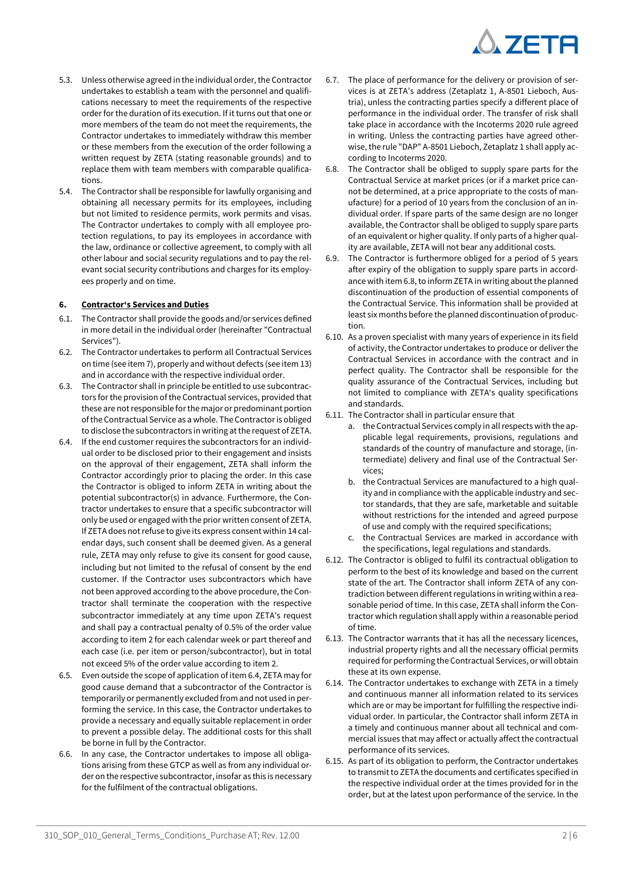5.3. Unless otherwise agreed in the individual order, the Contractor undertakes to establish a team with the personnel and qualifications necessary to meet the requirements of the respective order for the duration of its execution. If it turns out that one or more members of the team do not meet the requirements, the Contractor undertakes to immediately withdraw this member or these members from the execution of the order following a written request by ZETA (stating reasonable grounds) and to replace them with team members with comparable qualifications.

5.4. The Contractor shall be responsible for lawfully organising and obtaining all necessary permits for its employees, including but not limited to residence permits, work permits and visas. The Contractor undertakes to comply with all employee protection regulations, to pay its employees in accordance with the law, ordinance or collective agreement, to comply with all other labour and social security regulations and to pay the relevant social security contributions and charges for its employees properly and on time.

## 6. Contractor's Services and Duties

6.1. The Contractor shall provide the goods and/or services defined in more detail in the individual order (hereinafter "Contractual Services").

6.2. The Contractor undertakes to perform all Contractual Services on time (see item 7), properly and without defects (see item 13) and in accordance with the respective individual order.

6.3. The Contractor shall in principle be entitled to use subcontractors for the provision of the Contractual services, provided that these are not responsible for the major or predominant portion of the Contractual Service as a whole. The Contractor is obliged to disclose the subcontractors in writing at the request of ZETA.

6.4. If the end customer requires the subcontractors for an individual order to be disclosed prior to their engagement and insists on the approval of their engagement, ZETA shall inform the Contractor accordingly prior to placing the order. In this case the Contractor is obliged to inform ZETA in writing about the potential subcontractor(s) in advance. Furthermore, the Contractor undertakes to ensure that a specific subcontractor will only be used or engaged with the prior written consent of ZETA. If ZETA does not refuse to give its express consent within 14 calendar days, such consent shall be deemed given. As a general rule, ZETA may only refuse to give its consent for good cause, including but not limited to the refusal of consent by the end customer. If the Contractor uses subcontractors which have not been approved according to the above procedure, the Contractor shall terminate the cooperation with the respective subcontractor immediately at any time upon ZETA's request and shall pay a contractual penalty of 0.5% of the order value according to item 2 for each calendar week or part thereof and each case (i.e. per item or person/subcontractor), but in total not exceed 5% of the order value according to item 2.

6.5. Even outside the scope of application of item 6.4, ZETA may for good cause demand that a subcontractor of the Contractor is temporarily or permanently excluded from and not used in performing the service. In this case, the Contractor undertakes to provide a necessary and equally suitable replacement in order to prevent a possible delay. The additional costs for this shall be borne in full by the Contractor.

6.6. In any case, the Contractor undertakes to impose all obligations arising from these GTCP as well as from any individual order on the respective subcontractor, insofar as this is necessary for the fulfilment of the contractual obligations.

6.7. The place of performance for the delivery or provision of services is at ZETA's address (Zetaplatz 1, A-8501 Lieboch, Austria), unless the contracting parties specify a different place of performance in the individual order. The transfer of risk shall take place in accordance with the Incoterms 2020 rule agreed in writing. Unless the contracting parties have agreed otherwise, the rule "DAP" A-8501 Lieboch, Zetaplatz 1 shall apply according to Incoterms 2020.

6.8. The Contractor shall be obliged to supply spare parts for the Contractual Service at market prices (or if a market price cannot be determined, at a price appropriate to the costs of manufacture) for a period of 10 years from the conclusion of an individual order. If spare parts of the same design are no longer available, the Contractor shall be obliged to supply spare parts of an equivalent or higher quality. If only parts of a higher quality are available, ZETA will not bear any additional costs.

6.9. The Contractor is furthermore obliged for a period of 5 years after expiry of the obligation to supply spare parts in accordance with item 6.8, to inform ZETA in writing about the planned discontinuation of the production of essential components of the Contractual Service. This information shall be provided at least six months before the planned discontinuation of production.

6.10. As a proven specialist with many years of experience in its field of activity, the Contractor undertakes to produce or deliver the Contractual Services in accordance with the contract and in perfect quality. The Contractor shall be responsible for the quality assurance of the Contractual Services, including but not limited to compliance with ZETA's quality specifications and standards.

6.11. The Contractor shall in particular ensure that

a. the Contractual Services comply in all respects with the applicable legal requirements, provisions, regulations and standards of the country of manufacture and storage, (intermediate) delivery and final use of the Contractual Services;

b. the Contractual Services are manufactured to a high quality and in compliance with the applicable industry and sector standards, that they are safe, marketable and suitable without restrictions for the intended and agreed purpose of use and comply with the required specifications;

c. the Contractual Services are marked in accordance with the specifications, legal regulations and standards.

6.12. The Contractor is obliged to fulfil its contractual obligation to perform to the best of its knowledge and based on the current state of the art. The Contractor shall inform ZETA of any contradiction between different regulations in writing within a reasonable period of time. In this case, ZETA shall inform the Contractor which regulation shall apply within a reasonable period of time.

6.13. The Contractor warrants that it has all the necessary licences, industrial property rights and all the necessary official permits required for performing the Contractual Services, or will obtain these at its own expense.

6.14. The Contractor undertakes to exchange with ZETA in a timely and continuous manner all information related to its services which are or may be important for fulfilling the respective individual order. In particular, the Contractor shall inform ZETA in a timely and continuous manner about all technical and commercial issues that may affect or actually affect the contractual performance of its services.

6.15. As part of its obligation to perform, the Contractor undertakes to transmit to ZETA the documents and certificates specified in the respective individual order at the times provided for in the order, but at the latest upon performance of the service. In the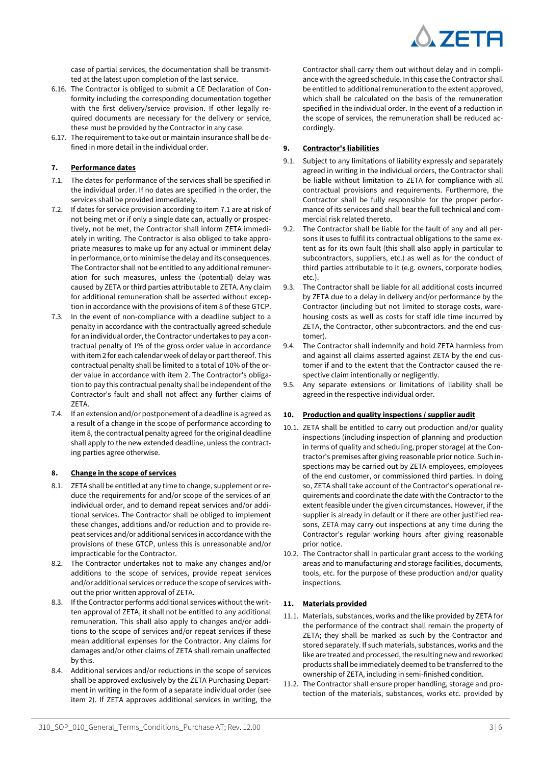case of partial services, the documentation shall be transmitted at the latest upon completion of the last service.

6.16. The Contractor is obliged to submit a CE Declaration of Conformity including the corresponding documentation together with the first delivery/service provision. If other legally required documents are necessary for the delivery or service, these must be provided by the Contractor in any case.

6.17. The requirement to take out or maintain insurance shall be defined in more detail in the individual order.

## 7. Performance dates

7.1. The dates for performance of the services shall be specified in the individual order. If no dates are specified in the order, the services shall be provided immediately.

7.2. If dates for service provision according to item 7.1 are at risk of not being met or if only a single date can, actually or prospectively, not be met, the Contractor shall inform ZETA immediately in writing. The Contractor is also obliged to take appropriate measures to make up for any actual or imminent delay in performance, or to minimise the delay and its consequences. The Contractor shall not be entitled to any additional remuneration for such measures, unless the (potential) delay was caused by ZETA or third parties attributable to ZETA. Any claim for additional remuneration shall be asserted without exception in accordance with the provisions of item 8 of these GTCP.

7.3. In the event of non-compliance with a deadline subject to a penalty in accordance with the contractually agreed schedule for an individual order, the Contractor undertakes to pay a contractual penalty of 1% of the gross order value in accordance with item 2 for each calendar week of delay or part thereof. This contractual penalty shall be limited to a total of 10% of the order value in accordance with item 2. The Contractor's obligation to pay this contractual penalty shall be independent of the Contractor's fault and shall not affect any further claims of ZETA.

7.4. If an extension and/or postponement of a deadline is agreed as a result of a change in the scope of performance according to item 8, the contractual penalty agreed for the original deadline shall apply to the new extended deadline, unless the contracting parties agree otherwise.

## 8. Change in the scope of services

8.1. ZETA shall be entitled at any time to change, supplement or reduce the requirements for and/or scope of the services of an individual order, and to demand repeat services and/or additional services. The Contractor shall be obliged to implement these changes, additions and/or reduction and to provide repeat services and/or additional services in accordance with the provisions of these GTCP, unless this is unreasonable and/or impracticable for the Contractor.

8.2. The Contractor undertakes not to make any changes and/or additions to the scope of services, provide repeat services and/or additional services or reduce the scope of services without the prior written approval of ZETA.

8.3. If the Contractor performs additional services without the written approval of ZETA, it shall not be entitled to any additional remuneration. This shall also apply to changes and/or additions to the scope of services and/or repeat services if these mean additional expenses for the Contractor. Any claims for damages and/or other claims of ZETA shall remain unaffected by this.

8.4. Additional services and/or reductions in the scope of services shall be approved exclusively by the ZETA Purchasing Department in writing in the form of a separate individual order (see item 2). If ZETA approves additional services in writing, the Contractor shall carry them out without delay and in compliance with the agreed schedule. In this case the Contractor shall be entitled to additional remuneration to the extent approved, which shall be calculated on the basis of the remuneration specified in the individual order. In the event of a reduction in the scope of services, the remuneration shall be reduced accordingly.

## 9. Contractor's liabilities

9.1. Subject to any limitations of liability expressly and separately agreed in writing in the individual orders, the Contractor shall be liable without limitation to ZETA for compliance with all contractual provisions and requirements. Furthermore, the Contractor shall be fully responsible for the proper performance of its services and shall bear the full technical and commercial risk related thereto.

9.2. The Contractor shall be liable for the fault of any and all persons it uses to fulfil its contractual obligations to the same extent as for its own fault (this shall also apply in particular to subcontractors, suppliers, etc.) as well as for the conduct of third parties attributable to it (e.g. owners, corporate bodies, etc.).

9.3. The Contractor shall be liable for all additional costs incurred by ZETA due to a delay in delivery and/or performance by the Contractor (including but not limited to storage costs, warehousing costs as well as costs for staff idle time incurred by ZETA, the Contractor, other subcontractors. and the end customer).

9.4. The Contractor shall indemnify and hold ZETA harmless from and against all claims asserted against ZETA by the end customer if and to the extent that the Contractor caused the respective claim intentionally or negligently.

9.5. Any separate extensions or limitations of liability shall be agreed in the respective individual order.

## 10. Production and quality inspections / supplier audit

10.1. ZETA shall be entitled to carry out production and/or quality inspections (including inspection of planning and production in terms of quality and scheduling, proper storage) at the Contractor's premises after giving reasonable prior notice. Such inspections may be carried out by ZETA employees, employees of the end customer, or commissioned third parties. In doing so, ZETA shall take account of the Contractor's operational requirements and coordinate the date with the Contractor to the extent feasible under the given circumstances. However, if the supplier is already in default or if there are other justified reasons, ZETA may carry out inspections at any time during the Contractor's regular working hours after giving reasonable prior notice.

10.2. The Contractor shall in particular grant access to the working areas and to manufacturing and storage facilities, documents, tools, etc. for the purpose of these production and/or quality inspections.

## 11. Materials provided

11.1. Materials, substances, works and the like provided by ZETA for the performance of the contract shall remain the property of ZETA; they shall be marked as such by the Contractor and stored separately. If such materials, substances, works and the like are treated and processed, the resulting new and reworked products shall be immediately deemed to be transferred to the ownership of ZETA, including in semi-finished condition.

11.2. The Contractor shall ensure proper handling, storage and protection of the materials, substances, works etc. provided by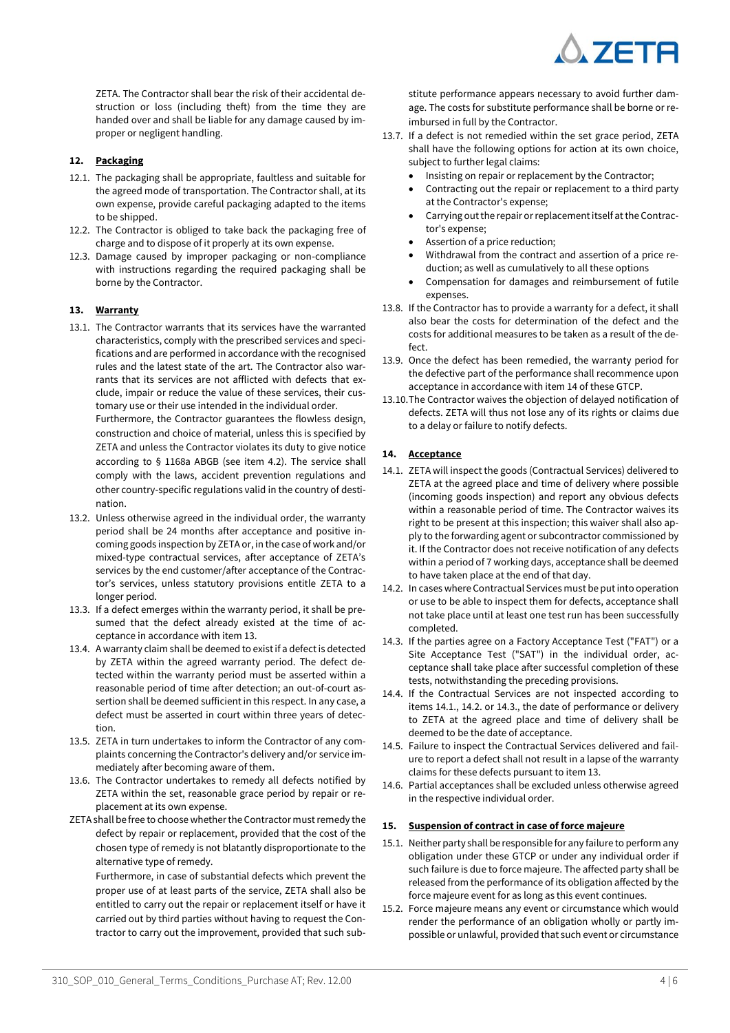ZETA. The Contractor shall bear the risk of their accidental destruction or loss (including theft) from the time they are handed over and shall be liable for any damage caused by improper or negligent handling.

## 12. Packaging

12.1. The packaging shall be appropriate, faultless and suitable for the agreed mode of transportation. The Contractor shall, at its own expense, provide careful packaging adapted to the items to be shipped.

12.2. The Contractor is obliged to take back the packaging free of charge and to dispose of it properly at its own expense.

12.3. Damage caused by improper packaging or non-compliance with instructions regarding the required packaging shall be borne by the Contractor.

## 13. Warranty

13.1. The Contractor warrants that its services have the warranted characteristics, comply with the prescribed services and specifications and are performed in accordance with the recognised rules and the latest state of the art. The Contractor also warrants that its services are not afflicted with defects that exclude, impair or reduce the value of these services, their customary use or their use intended in the individual order.
Furthermore, the Contractor guarantees the flowless design, construction and choice of material, unless this is specified by ZETA and unless the Contractor violates its duty to give notice according to § 1168a ABGB (see item 4.2). The service shall comply with the laws, accident prevention regulations and other country-specific regulations valid in the country of destination.

13.2. Unless otherwise agreed in the individual order, the warranty period shall be 24 months after acceptance and positive incoming goods inspection by ZETA or, in the case of work and/or mixed-type contractual services, after acceptance of ZETA's services by the end customer/after acceptance of the Contractor's services, unless statutory provisions entitle ZETA to a longer period.

13.3. If a defect emerges within the warranty period, it shall be presumed that the defect already existed at the time of acceptance in accordance with item 13.

13.4. A warranty claim shall be deemed to exist if a defect is detected by ZETA within the agreed warranty period. The defect detected within the warranty period must be asserted within a reasonable period of time after detection; an out-of-court assertion shall be deemed sufficient in this respect. In any case, a defect must be asserted in court within three years of detection.

13.5. ZETA in turn undertakes to inform the Contractor of any complaints concerning the Contractor's delivery and/or service immediately after becoming aware of them.

13.6. The Contractor undertakes to remedy all defects notified by ZETA within the set, reasonable grace period by repair or replacement at its own expense.
ZETA shall be free to choose whether the Contractor must remedy the defect by repair or replacement, provided that the cost of the chosen type of remedy is not blatantly disproportionate to the alternative type of remedy.
Furthermore, in case of substantial defects which prevent the proper use of at least parts of the service, ZETA shall also be entitled to carry out the repair or replacement itself or have it carried out by third parties without having to request the Contractor to carry out the improvement, provided that such substitute performance appears necessary to avoid further damage. The costs for substitute performance shall be borne or reimbursed in full by the Contractor.

13.7. If a defect is not remedied within the set grace period, ZETA shall have the following options for action at its own choice, subject to further legal claims:
- Insisting on repair or replacement by the Contractor;
- Contracting out the repair or replacement to a third party at the Contractor's expense;
- Carrying out the repair or replacement itself at the Contractor's expense;
- Assertion of a price reduction;
- Withdrawal from the contract and assertion of a price reduction; as well as cumulatively to all these options
- Compensation for damages and reimbursement of futile expenses.

13.8. If the Contractor has to provide a warranty for a defect, it shall also bear the costs for determination of the defect and the costs for additional measures to be taken as a result of the defect.

13.9. Once the defect has been remedied, the warranty period for the defective part of the performance shall recommence upon acceptance in accordance with item 14 of these GTCP.

13.10. The Contractor waives the objection of delayed notification of defects. ZETA will thus not lose any of its rights or claims due to a delay or failure to notify defects.

## 14. Acceptance

14.1. ZETA will inspect the goods (Contractual Services) delivered to ZETA at the agreed place and time of delivery where possible (incoming goods inspection) and report any obvious defects within a reasonable period of time. The Contractor waives its right to be present at this inspection; this waiver shall also apply to the forwarding agent or subcontractor commissioned by it. If the Contractor does not receive notification of any defects within a period of 7 working days, acceptance shall be deemed to have taken place at the end of that day.

14.2. In cases where Contractual Services must be put into operation or use to be able to inspect them for defects, acceptance shall not take place until at least one test run has been successfully completed.

14.3. If the parties agree on a Factory Acceptance Test ("FAT") or a Site Acceptance Test ("SAT") in the individual order, acceptance shall take place after successful completion of these tests, notwithstanding the preceding provisions.

14.4. If the Contractual Services are not inspected according to items 14.1., 14.2. or 14.3., the date of performance or delivery to ZETA at the agreed place and time of delivery shall be deemed to be the date of acceptance.

14.5. Failure to inspect the Contractual Services delivered and failure to report a defect shall not result in a lapse of the warranty claims for these defects pursuant to item 13.

14.6. Partial acceptances shall be excluded unless otherwise agreed in the respective individual order.

## 15. Suspension of contract in case of force majeure

15.1. Neither party shall be responsible for any failure to perform any obligation under these GTCP or under any individual order if such failure is due to force majeure. The affected party shall be released from the performance of its obligation affected by the force majeure event for as long as this event continues.

15.2. Force majeure means any event or circumstance which would render the performance of an obligation wholly or partly impossible or unlawful, provided that such event or circumstance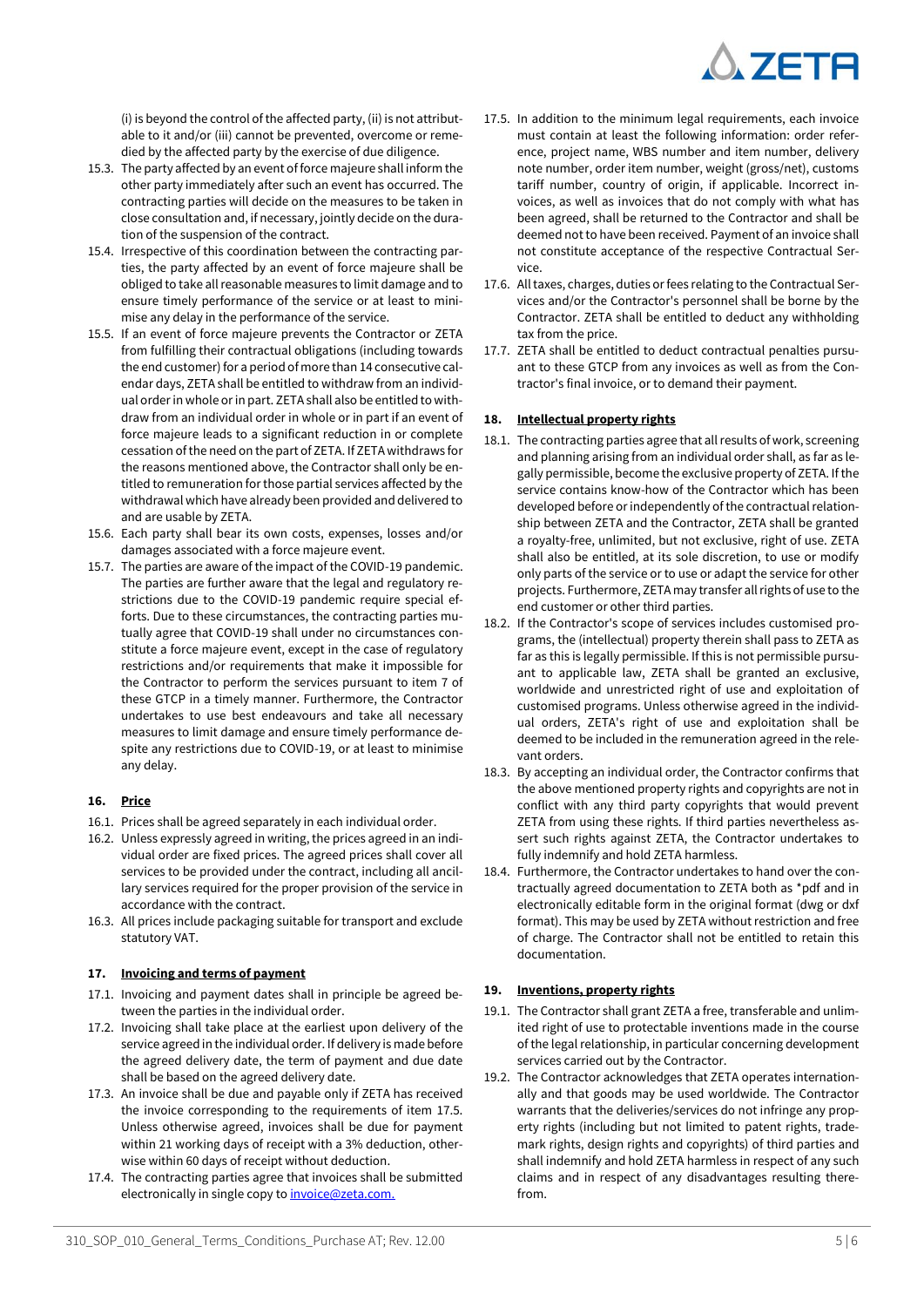(i) is beyond the control of the affected party, (ii) is not attributable to it and/or (iii) cannot be prevented, overcome or remedied by the affected party by the exercise of due diligence.

15.3. The party affected by an event of force majeure shall inform the other party immediately after such an event has occurred. The contracting parties will decide on the measures to be taken in close consultation and, if necessary, jointly decide on the duration of the suspension of the contract.

15.4. Irrespective of this coordination between the contracting parties, the party affected by an event of force majeure shall be obliged to take all reasonable measures to limit damage and to ensure timely performance of the service or at least to minimise any delay in the performance of the service.

15.5. If an event of force majeure prevents the Contractor or ZETA from fulfilling their contractual obligations (including towards the end customer) for a period of more than 14 consecutive calendar days, ZETA shall be entitled to withdraw from an individual order in whole or in part. ZETA shall also be entitled to withdraw from an individual order in whole or in part if an event of force majeure leads to a significant reduction in or complete cessation of the need on the part of ZETA. If ZETA withdraws for the reasons mentioned above, the Contractor shall only be entitled to remuneration for those partial services affected by the withdrawal which have already been provided and delivered to and are usable by ZETA.

15.6. Each party shall bear its own costs, expenses, losses and/or damages associated with a force majeure event.

15.7. The parties are aware of the impact of the COVID-19 pandemic. The parties are further aware that the legal and regulatory restrictions due to the COVID-19 pandemic require special efforts. Due to these circumstances, the contracting parties mutually agree that COVID-19 shall under no circumstances constitute a force majeure event, except in the case of regulatory restrictions and/or requirements that make it impossible for the Contractor to perform the services pursuant to item 7 of these GTCP in a timely manner. Furthermore, the Contractor undertakes to use best endeavours and take all necessary measures to limit damage and ensure timely performance despite any restrictions due to COVID-19, or at least to minimise any delay.

## 16. Price

16.1. Prices shall be agreed separately in each individual order.

16.2. Unless expressly agreed in writing, the prices agreed in an individual order are fixed prices. The agreed prices shall cover all services to be provided under the contract, including all ancillary services required for the proper provision of the service in accordance with the contract.

16.3. All prices include packaging suitable for transport and exclude statutory VAT.

## 17. Invoicing and terms of payment

17.1. Invoicing and payment dates shall in principle be agreed between the parties in the individual order.

17.2. Invoicing shall take place at the earliest upon delivery of the service agreed in the individual order. If delivery is made before the agreed delivery date, the term of payment and due date shall be based on the agreed delivery date.

17.3. An invoice shall be due and payable only if ZETA has received the invoice corresponding to the requirements of item 17.5. Unless otherwise agreed, invoices shall be due for payment within 21 working days of receipt with a 3% deduction, otherwise within 60 days of receipt without deduction.

17.4. The contracting parties agree that invoices shall be submitted electronically in single copy to invoice@zeta.com.

17.5. In addition to the minimum legal requirements, each invoice must contain at least the following information: order reference, project name, WBS number and item number, delivery note number, order item number, weight (gross/net), customs tariff number, country of origin, if applicable. Incorrect invoices, as well as invoices that do not comply with what has been agreed, shall be returned to the Contractor and shall be deemed not to have been received. Payment of an invoice shall not constitute acceptance of the respective Contractual Service.

17.6. All taxes, charges, duties or fees relating to the Contractual Services and/or the Contractor's personnel shall be borne by the Contractor. ZETA shall be entitled to deduct any withholding tax from the price.

17.7. ZETA shall be entitled to deduct contractual penalties pursuant to these GTCP from any invoices as well as from the Contractor's final invoice, or to demand their payment.

## 18. Intellectual property rights

18.1. The contracting parties agree that all results of work, screening and planning arising from an individual order shall, as far as legally permissible, become the exclusive property of ZETA. If the service contains know-how of the Contractor which has been developed before or independently of the contractual relationship between ZETA and the Contractor, ZETA shall be granted a royalty-free, unlimited, but not exclusive, right of use. ZETA shall also be entitled, at its sole discretion, to use or modify only parts of the service or to use or adapt the service for other projects. Furthermore, ZETA may transfer all rights of use to the end customer or other third parties.

18.2. If the Contractor's scope of services includes customised programs, the (intellectual) property therein shall pass to ZETA as far as this is legally permissible. If this is not permissible pursuant to applicable law, ZETA shall be granted an exclusive, worldwide and unrestricted right of use and exploitation of customised programs. Unless otherwise agreed in the individual orders, ZETA's right of use and exploitation shall be deemed to be included in the remuneration agreed in the relevant orders.

18.3. By accepting an individual order, the Contractor confirms that the above mentioned property rights and copyrights are not in conflict with any third party copyrights that would prevent ZETA from using these rights. If third parties nevertheless assert such rights against ZETA, the Contractor undertakes to fully indemnify and hold ZETA harmless.

18.4. Furthermore, the Contractor undertakes to hand over the contractually agreed documentation to ZETA both as *pdf and in electronically editable form in the original format (dwg or dxf format). This may be used by ZETA without restriction and free of charge. The Contractor shall not be entitled to retain this documentation.

## 19. Inventions, property rights

19.1. The Contractor shall grant ZETA a free, transferable and unlimited right of use to protectable inventions made in the course of the legal relationship, in particular concerning development services carried out by the Contractor.

19.2. The Contractor acknowledges that ZETA operates internationally and that goods may be used worldwide. The Contractor warrants that the deliveries/services do not infringe any property rights (including but not limited to patent rights, trademark rights, design rights and copyrights) of third parties and shall indemnify and hold ZETA harmless in respect of any such claims and in respect of any disadvantages resulting therefrom.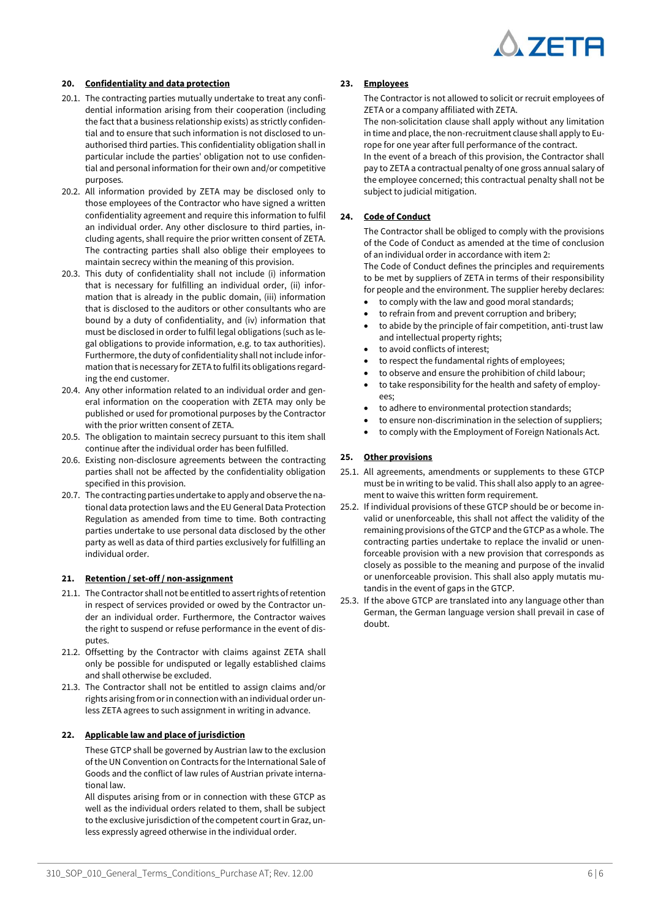## 20. Confidentiality and data protection

20.1. The contracting parties mutually undertake to treat any confidential information arising from their cooperation (including the fact that a business relationship exists) as strictly confidential and to ensure that such information is not disclosed to unauthorised third parties. This confidentiality obligation shall in particular include the parties' obligation not to use confidential and personal information for their own and/or competitive purposes.

20.2. All information provided by ZETA may be disclosed only to those employees of the Contractor who have signed a written confidentiality agreement and require this information to fulfil an individual order. Any other disclosure to third parties, including agents, shall require the prior written consent of ZETA. The contracting parties shall also oblige their employees to maintain secrecy within the meaning of this provision.

20.3. This duty of confidentiality shall not include (i) information that is necessary for fulfilling an individual order, (ii) information that is already in the public domain, (iii) information that is disclosed to the auditors or other consultants who are bound by a duty of confidentiality, and (iv) information that must be disclosed in order to fulfil legal obligations (such as legal obligations to provide information, e.g. to tax authorities). Furthermore, the duty of confidentiality shall not include information that is necessary for ZETA to fulfil its obligations regarding the end customer.

20.4. Any other information related to an individual order and general information on the cooperation with ZETA may only be published or used for promotional purposes by the Contractor with the prior written consent of ZETA.

20.5. The obligation to maintain secrecy pursuant to this item shall continue after the individual order has been fulfilled.

20.6. Existing non-disclosure agreements between the contracting parties shall not be affected by the confidentiality obligation specified in this provision.

20.7. The contracting parties undertake to apply and observe the national data protection laws and the EU General Data Protection Regulation as amended from time to time. Both contracting parties undertake to use personal data disclosed by the other party as well as data of third parties exclusively for fulfilling an individual order.

## 21. Retention / set-off / non-assignment

21.1. The Contractor shall not be entitled to assert rights of retention in respect of services provided or owed by the Contractor under an individual order. Furthermore, the Contractor waives the right to suspend or refuse performance in the event of disputes.

21.2. Offsetting by the Contractor with claims against ZETA shall only be possible for undisputed or legally established claims and shall otherwise be excluded.

21.3. The Contractor shall not be entitled to assign claims and/or rights arising from or in connection with an individual order unless ZETA agrees to such assignment in writing in advance.

## 22. Applicable law and place of jurisdiction

These GTCP shall be governed by Austrian law to the exclusion of the UN Convention on Contracts for the International Sale of Goods and the conflict of law rules of Austrian private international law.

All disputes arising from or in connection with these GTCP as well as the individual orders related to them, shall be subject to the exclusive jurisdiction of the competent court in Graz, unless expressly agreed otherwise in the individual order.

## 23. Employees

The Contractor is not allowed to solicit or recruit employees of ZETA or a company affiliated with ZETA.

The non-solicitation clause shall apply without any limitation in time and place, the non-recruitment clause shall apply to Europe for one year after full performance of the contract.

In the event of a breach of this provision, the Contractor shall pay to ZETA a contractual penalty of one gross annual salary of the employee concerned; this contractual penalty shall not be subject to judicial mitigation.

## 24. Code of Conduct

The Contractor shall be obliged to comply with the provisions of the Code of Conduct as amended at the time of conclusion of an individual order in accordance with item 2:

The Code of Conduct defines the principles and requirements to be met by suppliers of ZETA in terms of their responsibility for people and the environment. The supplier hereby declares:

- to comply with the law and good moral standards;
- to refrain from and prevent corruption and bribery;
- to abide by the principle of fair competition, anti-trust law and intellectual property rights;
- to avoid conflicts of interest;
- to respect the fundamental rights of employees;
- to observe and ensure the prohibition of child labour;
- to take responsibility for the health and safety of employees;
- to adhere to environmental protection standards;
- to ensure non-discrimination in the selection of suppliers;
- to comply with the Employment of Foreign Nationals Act.

## 25. Other provisions

25.1. All agreements, amendments or supplements to these GTCP must be in writing to be valid. This shall also apply to an agreement to waive this written form requirement.

25.2. If individual provisions of these GTCP should be or become invalid or unenforceable, this shall not affect the validity of the remaining provisions of the GTCP and the GTCP as a whole. The contracting parties undertake to replace the invalid or unenforceable provision with a new provision that corresponds as closely as possible to the meaning and purpose of the invalid or unenforceable provision. This shall also apply mutatis mutandis in the event of gaps in the GTCP.

25.3. If the above GTCP are translated into any language other than German, the German language version shall prevail in case of doubt.